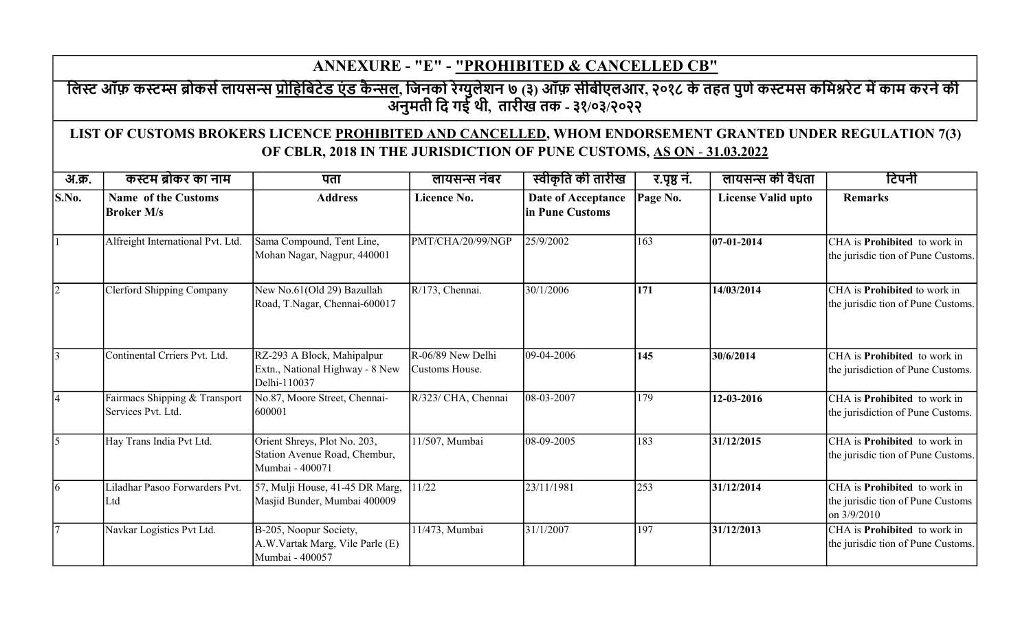# ANNEXURE - "E" - "PROHIBITED & CANCELLED CB"

## लिस्ट ऑफ़ कस्टम्स ब्रोकर्स लायसन्स प्रोहिबिटेड एंड कैन्सल, जिनको रेग्युलेशन ७ (३) ऑफ़ सीबीएलआर, २०१८ के तहत पुणे कस्टमस कमिश्नरेट में काम करने की अनुमती दि गई थी, तारीख तक - ३१/०३/२०२२

## LIST OF CUSTOMS BROKERS LICENCE PROHIBITED AND CANCELLED, WHOM ENDORSEMENT GRANTED UNDER REGULATION 7(3) OF CBLR, 2018 IN THE JURISDICTION OF PUNE CUSTOMS, AS ON - 31.03.2022

| अ.क्र. | कस्टम ब्रोकर का नाम | पता | लायसन्स नंबर | स्वीकृति की तारीख | र.पृष्ठ नं. | लायसन्स की वैधता | टिपनी |
|---|---|---|---|---|---|---|---|
| S.No. | Name of the Customs Broker M/s | Address | Licence No. | Date of Acceptance in Pune Customs | Page No. | License Valid upto | Remarks |
| 1 | Alfreight International Pvt. Ltd. | Sama Compound, Tent Line, Mohan Nagar, Nagpur, 440001 | PMT/CHA/20/99/NGP | 25/9/2002 | 163 | **07-01-2014** | CHA is **Prohibited** to work in the jurisdic tion of Pune Customs. |
| 2 | Clerford Shipping Company | New No.61(Old 29) Bazullah Road, T.Nagar, Chennai-600017 | R/173, Chennai. | 30/1/2006 | **171** | **14/03/2014** | CHA is **Prohibited** to work in the jurisdic tion of Pune Customs. |
| 3 | Continental Crriers Pvt. Ltd. | RZ-293 A Block, Mahipalpur Extn., National Highway - 8 New Delhi-110037 | R-06/89 New Delhi Customs House. | 09-04-2006 | **145** | **30/6/2014** | CHA is **Prohibited** to work in the jurisdiction of Pune Customs. |
| 4 | Fairmacs Shipping & Transport Services Pvt. Ltd. | No.87, Moore Street, Chennai-600001 | R/323/ CHA, Chennai | 08-03-2007 | 179 | **12-03-2016** | CHA is **Prohibited** to work in the jurisdiction of Pune Customs. |
| 5 | Hay Trans India Pvt Ltd. | Orient Shreys, Plot No. 203, Station Avenue Road, Chembur, Mumbai - 400071 | 11/507, Mumbai | 08-09-2005 | 183 | **31/12/2015** | CHA is **Prohibited** to work in the jurisdic tion of Pune Customs. |
| 6 | Liladhar Pasoo Forwarders Pvt. Ltd | 57, Mulji House, 41-45 DR Marg, Masjid Bunder, Mumbai 400009 | 11/22 | 23/11/1981 | 253 | **31/12/2014** | CHA is **Prohibited** to work in the jurisdic tion of Pune Customs on 3/9/2010 |
| 7 | Navkar Logistics Pvt Ltd. | B-205, Noopur Society, A.W.Vartak Marg, Vile Parle (E) Mumbai - 400057 | 11/473, Mumbai | 31/1/2007 | 197 | **31/12/2013** | CHA is **Prohibited** to work in the jurisdic tion of Pune Customs. |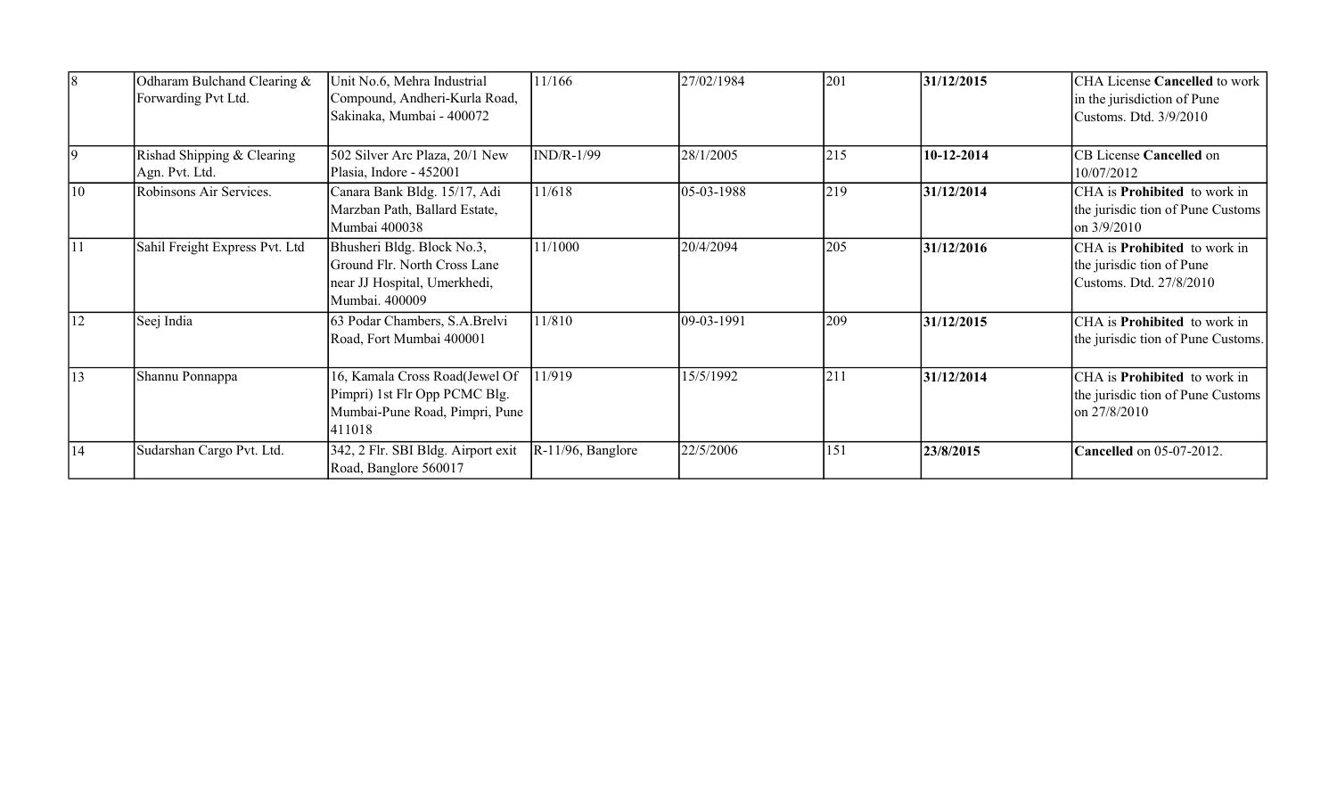| | | | | | | | |
|---|---|---|---|---|---|---|---|
| 8 | Odharam Bulchand Clearing & Forwarding Pvt Ltd. | Unit No.6, Mehra Industrial Compound, Andheri-Kurla Road, Sakinaka, Mumbai - 400072 | 11/166 | 27/02/1984 | 201 | **31/12/2015** | CHA License **Cancelled** to work in the jurisdiction of Pune Customs. Dtd. 3/9/2010 |
| 9 | Rishad Shipping & Clearing Agn. Pvt. Ltd. | 502 Silver Arc Plaza, 20/1 New Plasia, Indore - 452001 | IND/R-1/99 | 28/1/2005 | 215 | **10-12-2014** | CB License **Cancelled** on 10/07/2012 |
| 10 | Robinsons Air Services. | Canara Bank Bldg. 15/17, Adi Marzban Path, Ballard Estate, Mumbai 400038 | 11/618 | 05-03-1988 | 219 | **31/12/2014** | CHA is **Prohibited** to work in the jurisdic tion of Pune Customs on 3/9/2010 |
| 11 | Sahil Freight Express Pvt. Ltd | Bhusheri Bldg. Block No.3, Ground Flr. North Cross Lane near JJ Hospital, Umerkhedi, Mumbai. 400009 | 11/1000 | 20/4/2094 | 205 | **31/12/2016** | CHA is **Prohibited** to work in the jurisdic tion of Pune Customs. Dtd. 27/8/2010 |
| 12 | Seej India | 63 Podar Chambers, S.A.Brelvi Road, Fort Mumbai 400001 | 11/810 | 09-03-1991 | 209 | **31/12/2015** | CHA is **Prohibited** to work in the jurisdic tion of Pune Customs. |
| 13 | Shannu Ponnappa | 16, Kamala Cross Road(Jewel Of Pimpri) 1st Flr Opp PCMC Blg. Mumbai-Pune Road, Pimpri, Pune 411018 | 11/919 | 15/5/1992 | 211 | **31/12/2014** | CHA is **Prohibited** to work in the jurisdic tion of Pune Customs on 27/8/2010 |
| 14 | Sudarshan Cargo Pvt. Ltd. | 342, 2 Flr. SBI Bldg. Airport exit Road, Banglore 560017 | R-11/96, Banglore | 22/5/2006 | 151 | **23/8/2015** | **Cancelled** on 05-07-2012. |